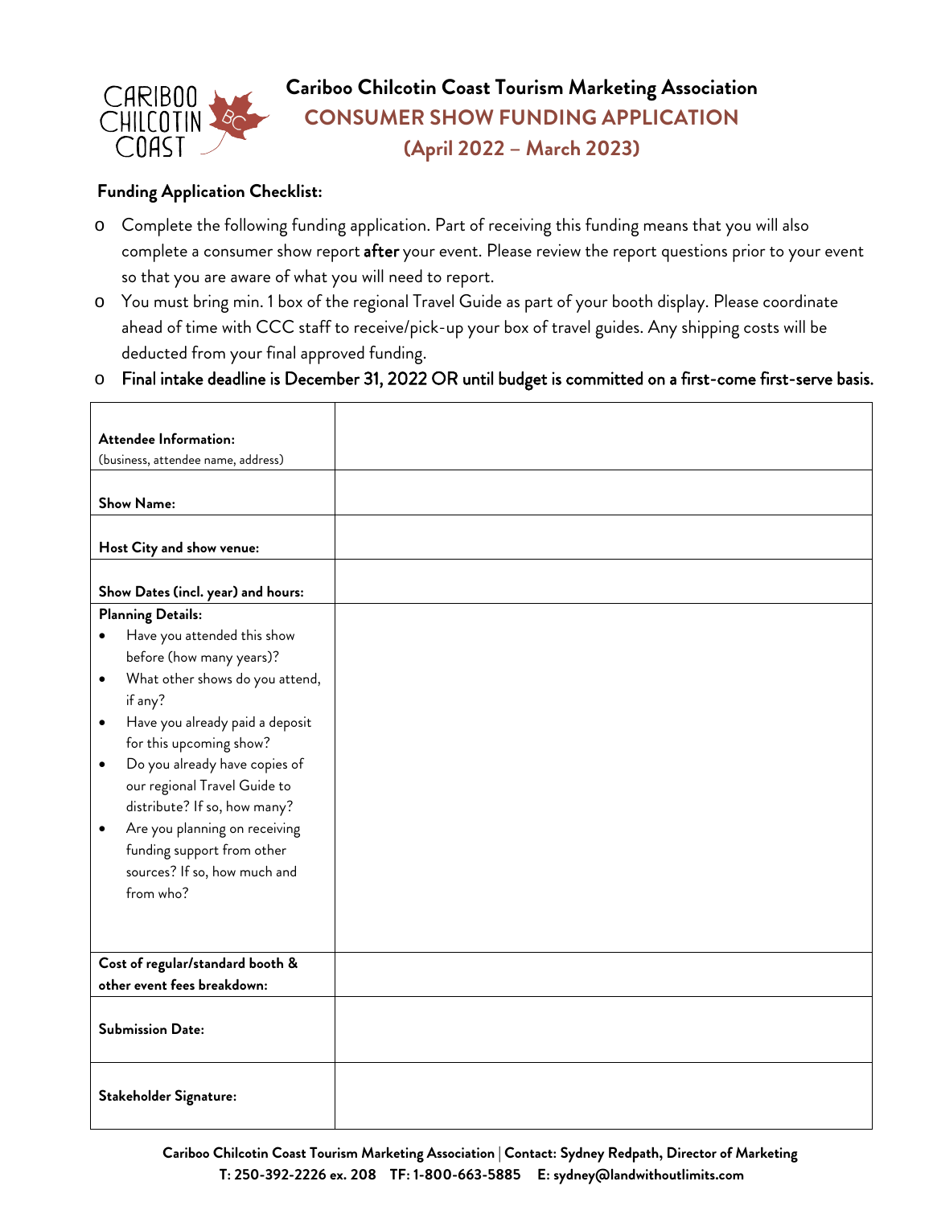# Cariboo Chilcotin Coast Tourism Marketing Association

## CONSUMER SHOW FUNDING APPLICATION

## (April 2022 – March 2023)

**Funding Application Checklist:**

- Complete the following funding application. Part of receiving this funding means that you will also complete a consumer show report **after** your event. Please review the report questions prior to your event so that you are aware of what you will need to report.
- You must bring min. 1 box of the regional Travel Guide as part of your booth display. Please coordinate ahead of time with CCC staff to receive/pick-up your box of travel guides. Any shipping costs will be deducted from your final approved funding.
- **Final intake deadline is December 31, 2022 OR until budget is committed on a first-come first-serve basis.**

| | |
|---|---|
| **Attendee Information:** (business, attendee name, address) | |
| **Show Name:** | |
| **Host City and show venue:** | |
| **Show Dates (incl. year) and hours:** | |
| **Planning Details:** <br>• Have you attended this show before (how many years)? <br>• What other shows do you attend, if any? <br>• Have you already paid a deposit for this upcoming show? <br>• Do you already have copies of our regional Travel Guide to distribute? If so, how many? <br>• Are you planning on receiving funding support from other sources? If so, how much and from who? | |
| **Cost of regular/standard booth & other event fees breakdown:** | |
| **Submission Date:** | |
| **Stakeholder Signature:** | |

**Cariboo Chilcotin Coast Tourism Marketing Association | Contact: Sydney Redpath, Director of Marketing**
**T: 250-392-2226 ex. 208 TF: 1-800-663-5885 E: sydney@landwithoutlimits.com**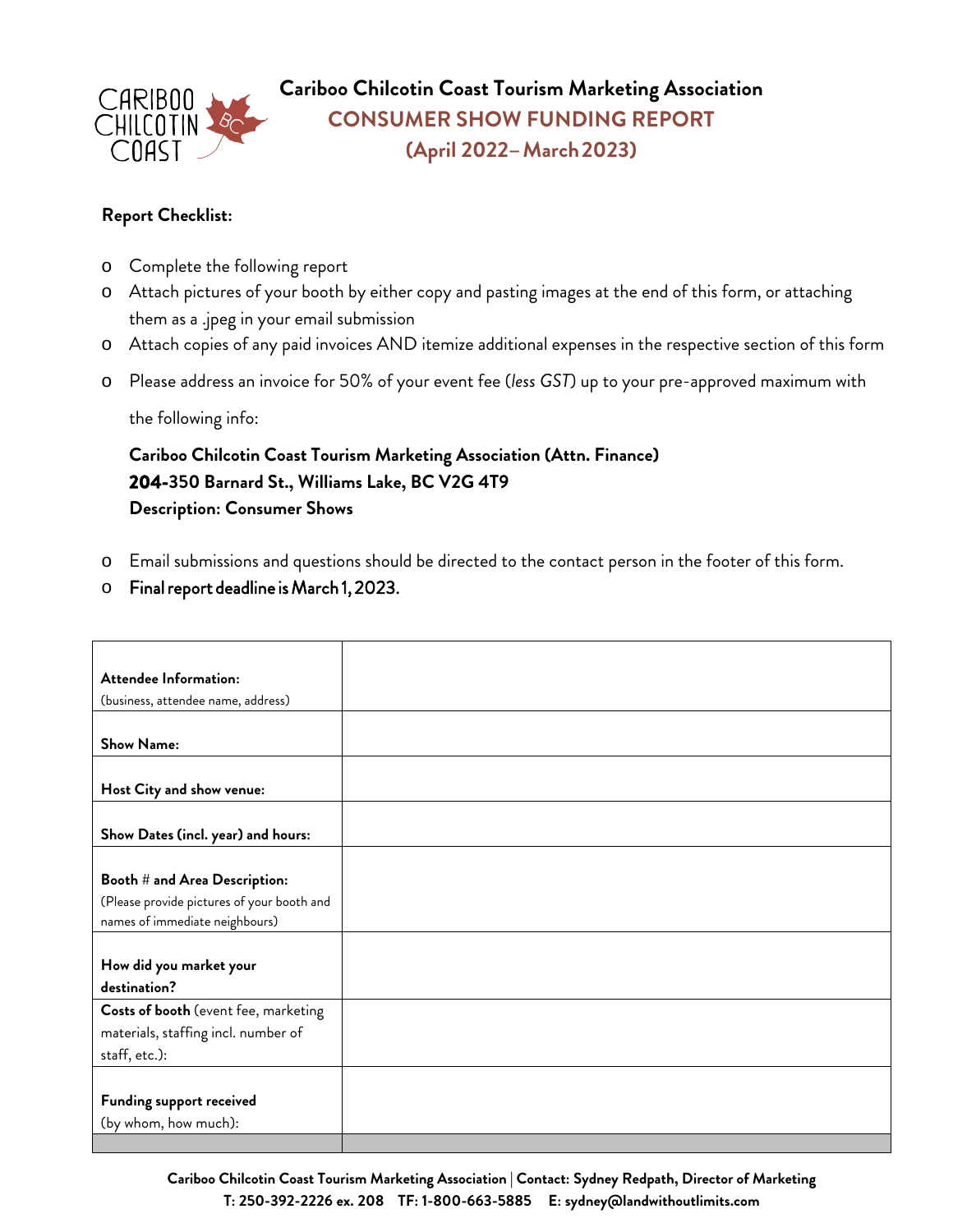**Cariboo Chilcotin Coast Tourism Marketing Association**

**CONSUMER SHOW FUNDING REPORT**

**(April 2022– March 2023)**

**Report Checklist:**

- Complete the following report
- Attach pictures of your booth by either copy and pasting images at the end of this form, or attaching them as a .jpeg in your email submission
- Attach copies of any paid invoices AND itemize additional expenses in the respective section of this form
- Please address an invoice for 50% of your event fee (*less GST*) up to your pre-approved maximum with the following info:

  **Cariboo Chilcotin Coast Tourism Marketing Association (Attn. Finance)**
  **204-350 Barnard St., Williams Lake, BC V2G 4T9**
  **Description: Consumer Shows**

- Email submissions and questions should be directed to the contact person in the footer of this form.
- Final report deadline is March 1, 2023.

| | |
|---|---|
| **Attendee Information:** (business, attendee name, address) | |
| **Show Name:** | |
| **Host City and show venue:** | |
| **Show Dates (incl. year) and hours:** | |
| **Booth # and Area Description:** (Please provide pictures of your booth and names of immediate neighbours) | |
| **How did you market your destination?** | |
| **Costs of booth** (event fee, marketing materials, staffing incl. number of staff, etc.): | |
| **Funding support received** (by whom, how much): | |
| | |

**Cariboo Chilcotin Coast Tourism Marketing Association** | **Contact: Sydney Redpath, Director of Marketing**
**T: 250-392-2226 ex. 208 TF: 1-800-663-5885 E: sydney@landwithoutlimits.com**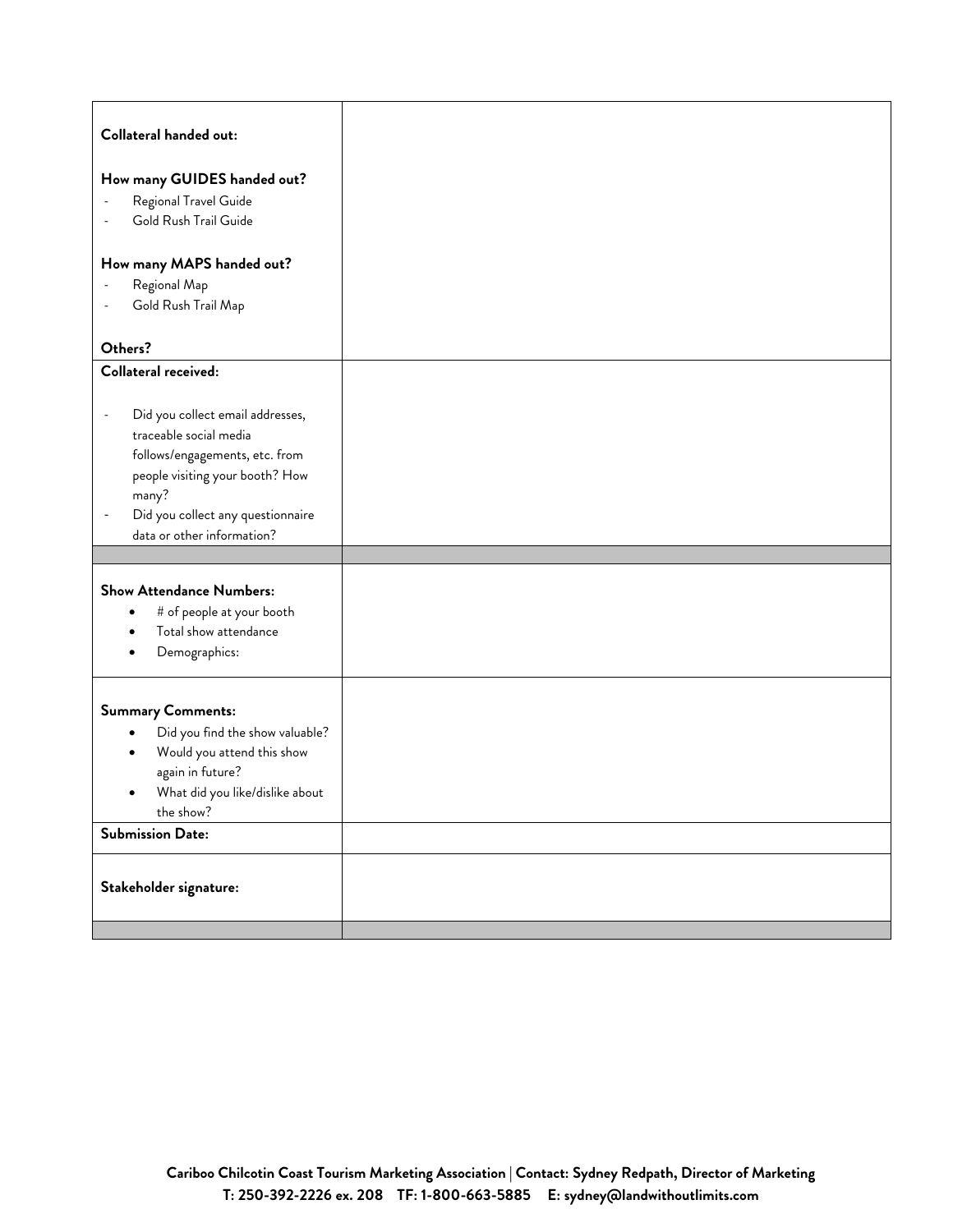| | |
|---|---|
| **Collateral handed out:**<br><br>**How many GUIDES handed out?**<br>- Regional Travel Guide<br>- Gold Rush Trail Guide<br><br>**How many MAPS handed out?**<br>- Regional Map<br>- Gold Rush Trail Map<br><br>**Others?** | |
| **Collateral received:**<br><br>- Did you collect email addresses, traceable social media follows/engagements, etc. from people visiting your booth? How many?<br>- Did you collect any questionnaire data or other information? | |
| | |
| **Show Attendance Numbers:**<br>• # of people at your booth<br>• Total show attendance<br>• Demographics: | |
| **Summary Comments:**<br>• Did you find the show valuable?<br>• Would you attend this show again in future?<br>• What did you like/dislike about the show? | |
| **Submission Date:** | |
| **Stakeholder signature:** | |
| | |

**Cariboo Chilcotin Coast Tourism Marketing Association | Contact: Sydney Redpath, Director of Marketing**
**T: 250-392-2226 ex. 208 TF: 1-800-663-5885 E: sydney@landwithoutlimits.com**